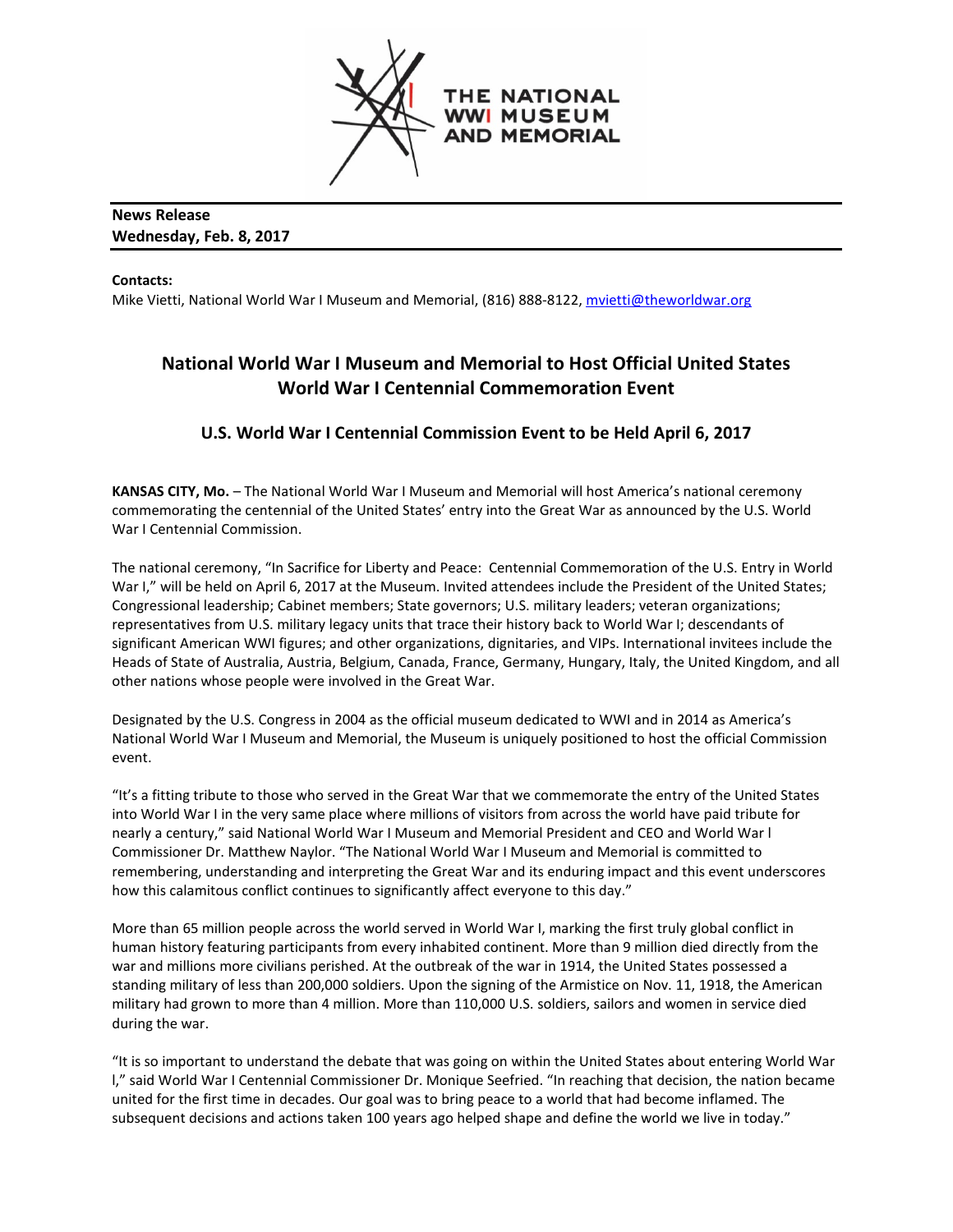THE NATIONAL WWI MUSEUM AND MEMORIAL

**News Release**
**Wednesday, Feb. 8, 2017**

**Contacts:**
Mike Vietti, National World War I Museum and Memorial, (816) 888-8122, mvietti@theworldwar.org

## National World War I Museum and Memorial to Host Official United States World War I Centennial Commemoration Event

### U.S. World War I Centennial Commission Event to be Held April 6, 2017

**KANSAS CITY, Mo.** – The National World War I Museum and Memorial will host America's national ceremony commemorating the centennial of the United States' entry into the Great War as announced by the U.S. World War I Centennial Commission.

The national ceremony, "In Sacrifice for Liberty and Peace: Centennial Commemoration of the U.S. Entry in World War I," will be held on April 6, 2017 at the Museum. Invited attendees include the President of the United States; Congressional leadership; Cabinet members; State governors; U.S. military leaders; veteran organizations; representatives from U.S. military legacy units that trace their history back to World War I; descendants of significant American WWI figures; and other organizations, dignitaries, and VIPs. International invitees include the Heads of State of Australia, Austria, Belgium, Canada, France, Germany, Hungary, Italy, the United Kingdom, and all other nations whose people were involved in the Great War.

Designated by the U.S. Congress in 2004 as the official museum dedicated to WWI and in 2014 as America's National World War I Museum and Memorial, the Museum is uniquely positioned to host the official Commission event.

"It's a fitting tribute to those who served in the Great War that we commemorate the entry of the United States into World War I in the very same place where millions of visitors from across the world have paid tribute for nearly a century," said National World War I Museum and Memorial President and CEO and World War I Commissioner Dr. Matthew Naylor. "The National World War I Museum and Memorial is committed to remembering, understanding and interpreting the Great War and its enduring impact and this event underscores how this calamitous conflict continues to significantly affect everyone to this day."

More than 65 million people across the world served in World War I, marking the first truly global conflict in human history featuring participants from every inhabited continent. More than 9 million died directly from the war and millions more civilians perished. At the outbreak of the war in 1914, the United States possessed a standing military of less than 200,000 soldiers. Upon the signing of the Armistice on Nov. 11, 1918, the American military had grown to more than 4 million. More than 110,000 U.S. soldiers, sailors and women in service died during the war.

"It is so important to understand the debate that was going on within the United States about entering World War I," said World War I Centennial Commissioner Dr. Monique Seefried. "In reaching that decision, the nation became united for the first time in decades. Our goal was to bring peace to a world that had become inflamed. The subsequent decisions and actions taken 100 years ago helped shape and define the world we live in today."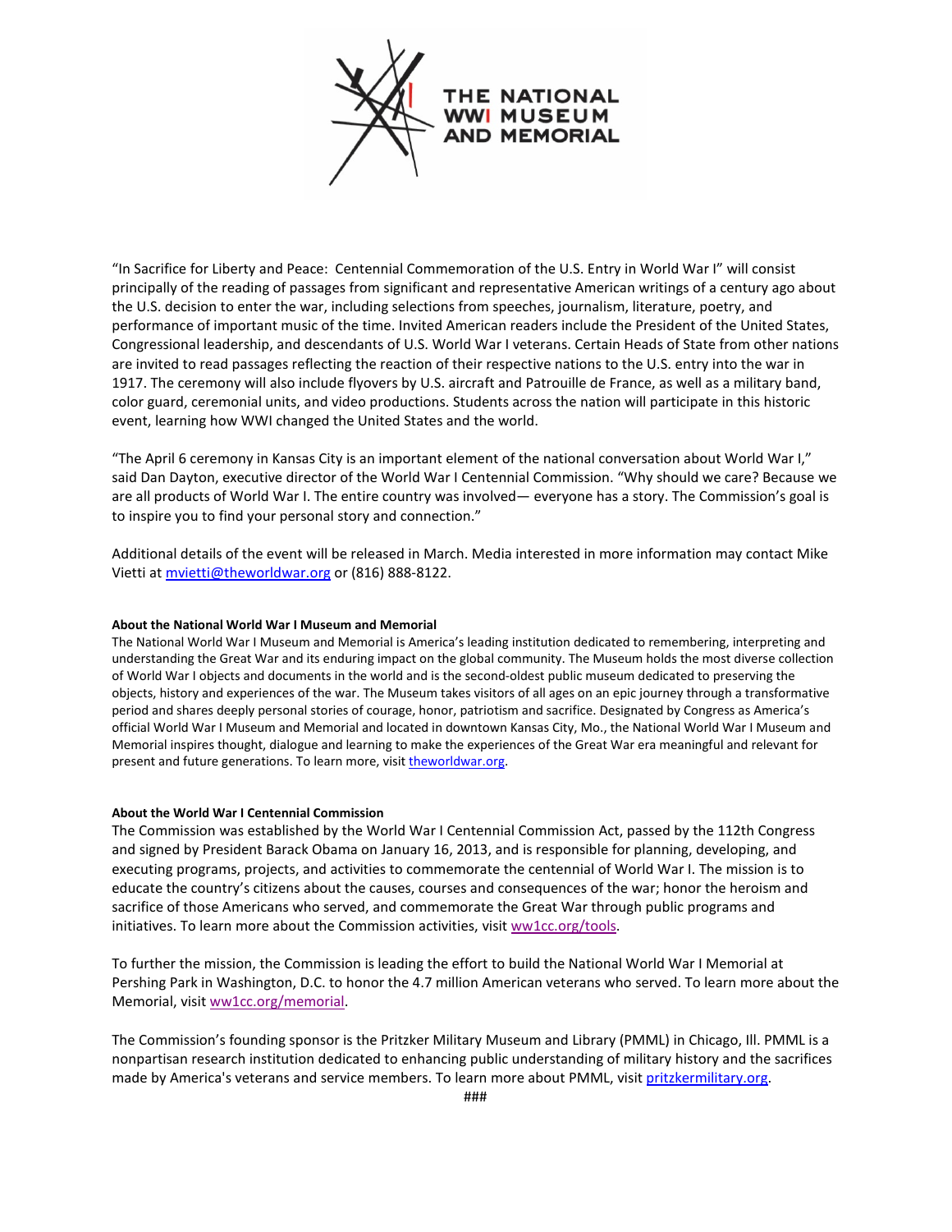THE NATIONAL WWI MUSEUM AND MEMORIAL

"In Sacrifice for Liberty and Peace: Centennial Commemoration of the U.S. Entry in World War I" will consist principally of the reading of passages from significant and representative American writings of a century ago about the U.S. decision to enter the war, including selections from speeches, journalism, literature, poetry, and performance of important music of the time. Invited American readers include the President of the United States, Congressional leadership, and descendants of U.S. World War I veterans. Certain Heads of State from other nations are invited to read passages reflecting the reaction of their respective nations to the U.S. entry into the war in 1917. The ceremony will also include flyovers by U.S. aircraft and Patrouille de France, as well as a military band, color guard, ceremonial units, and video productions. Students across the nation will participate in this historic event, learning how WWI changed the United States and the world.

"The April 6 ceremony in Kansas City is an important element of the national conversation about World War I," said Dan Dayton, executive director of the World War I Centennial Commission. "Why should we care? Because we are all products of World War I. The entire country was involved— everyone has a story. The Commission's goal is to inspire you to find your personal story and connection."

Additional details of the event will be released in March. Media interested in more information may contact Mike Vietti at mvietti@theworldwar.org or (816) 888-8122.

**About the National World War I Museum and Memorial**

The National World War I Museum and Memorial is America's leading institution dedicated to remembering, interpreting and understanding the Great War and its enduring impact on the global community. The Museum holds the most diverse collection of World War I objects and documents in the world and is the second-oldest public museum dedicated to preserving the objects, history and experiences of the war. The Museum takes visitors of all ages on an epic journey through a transformative period and shares deeply personal stories of courage, honor, patriotism and sacrifice. Designated by Congress as America's official World War I Museum and Memorial and located in downtown Kansas City, Mo., the National World War I Museum and Memorial inspires thought, dialogue and learning to make the experiences of the Great War era meaningful and relevant for present and future generations. To learn more, visit theworldwar.org.

**About the World War I Centennial Commission**

The Commission was established by the World War I Centennial Commission Act, passed by the 112th Congress and signed by President Barack Obama on January 16, 2013, and is responsible for planning, developing, and executing programs, projects, and activities to commemorate the centennial of World War I. The mission is to educate the country's citizens about the causes, courses and consequences of the war; honor the heroism and sacrifice of those Americans who served, and commemorate the Great War through public programs and initiatives. To learn more about the Commission activities, visit ww1cc.org/tools.

To further the mission, the Commission is leading the effort to build the National World War I Memorial at Pershing Park in Washington, D.C. to honor the 4.7 million American veterans who served. To learn more about the Memorial, visit ww1cc.org/memorial.

The Commission's founding sponsor is the Pritzker Military Museum and Library (PMML) in Chicago, Ill. PMML is a nonpartisan research institution dedicated to enhancing public understanding of military history and the sacrifices made by America's veterans and service members. To learn more about PMML, visit pritzkermilitary.org.

###